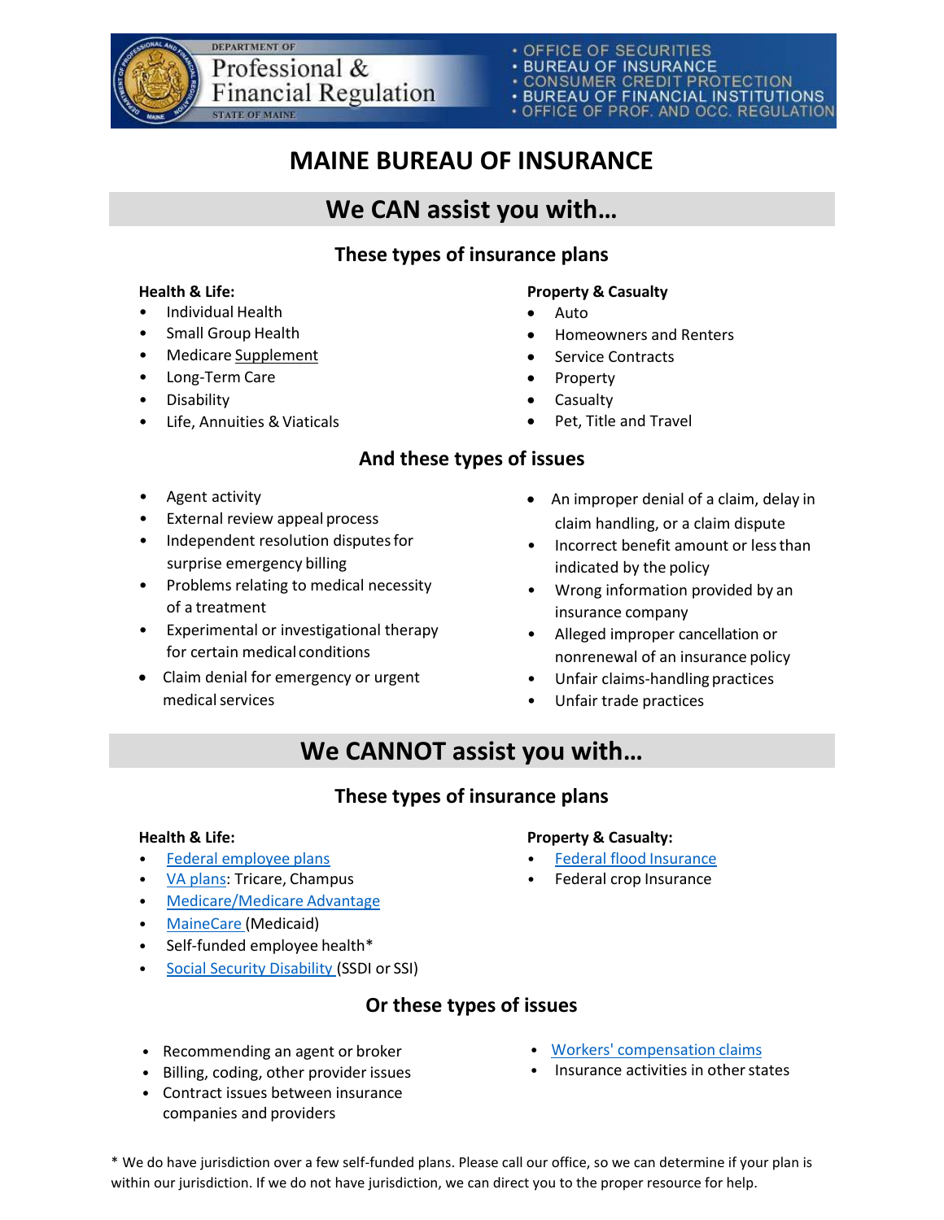DEPARTMENT OF Professional & Financial Regulation STATE OF MAINE

- OFFICE OF SECURITIES
- BUREAU OF INSURANCE
- CONSUMER CREDIT PROTECTION
- BUREAU OF FINANCIAL INSTITUTIONS
- OFFICE OF PROF. AND OCC. REGULATION

# MAINE BUREAU OF INSURANCE

## We CAN assist you with…

### These types of insurance plans

**Health & Life:**

- Individual Health
- Small Group Health
- Medicare Supplement
- Long-Term Care
- Disability
- Life, Annuities & Viaticals

**Property & Casualty**

- Auto
- Homeowners and Renters
- Service Contracts
- Property
- Casualty
- Pet, Title and Travel

### And these types of issues

- Agent activity
- External review appeal process
- Independent resolution disputes for surprise emergency billing
- Problems relating to medical necessity of a treatment
- Experimental or investigational therapy for certain medical conditions
- Claim denial for emergency or urgent medical services
- An improper denial of a claim, delay in claim handling, or a claim dispute
- Incorrect benefit amount or less than indicated by the policy
- Wrong information provided by an insurance company
- Alleged improper cancellation or nonrenewal of an insurance policy
- Unfair claims-handling practices
- Unfair trade practices

## We CANNOT assist you with…

### These types of insurance plans

**Health & Life:**

- Federal employee plans
- VA plans: Tricare, Champus
- Medicare/Medicare Advantage
- MaineCare (Medicaid)
- Self-funded employee health*
- Social Security Disability (SSDI or SSI)

**Property & Casualty:**

- Federal flood Insurance
- Federal crop Insurance

### Or these types of issues

- Recommending an agent or broker
- Billing, coding, other provider issues
- Contract issues between insurance companies and providers
- Workers' compensation claims
- Insurance activities in other states

* We do have jurisdiction over a few self-funded plans. Please call our office, so we can determine if your plan is within our jurisdiction. If we do not have jurisdiction, we can direct you to the proper resource for help.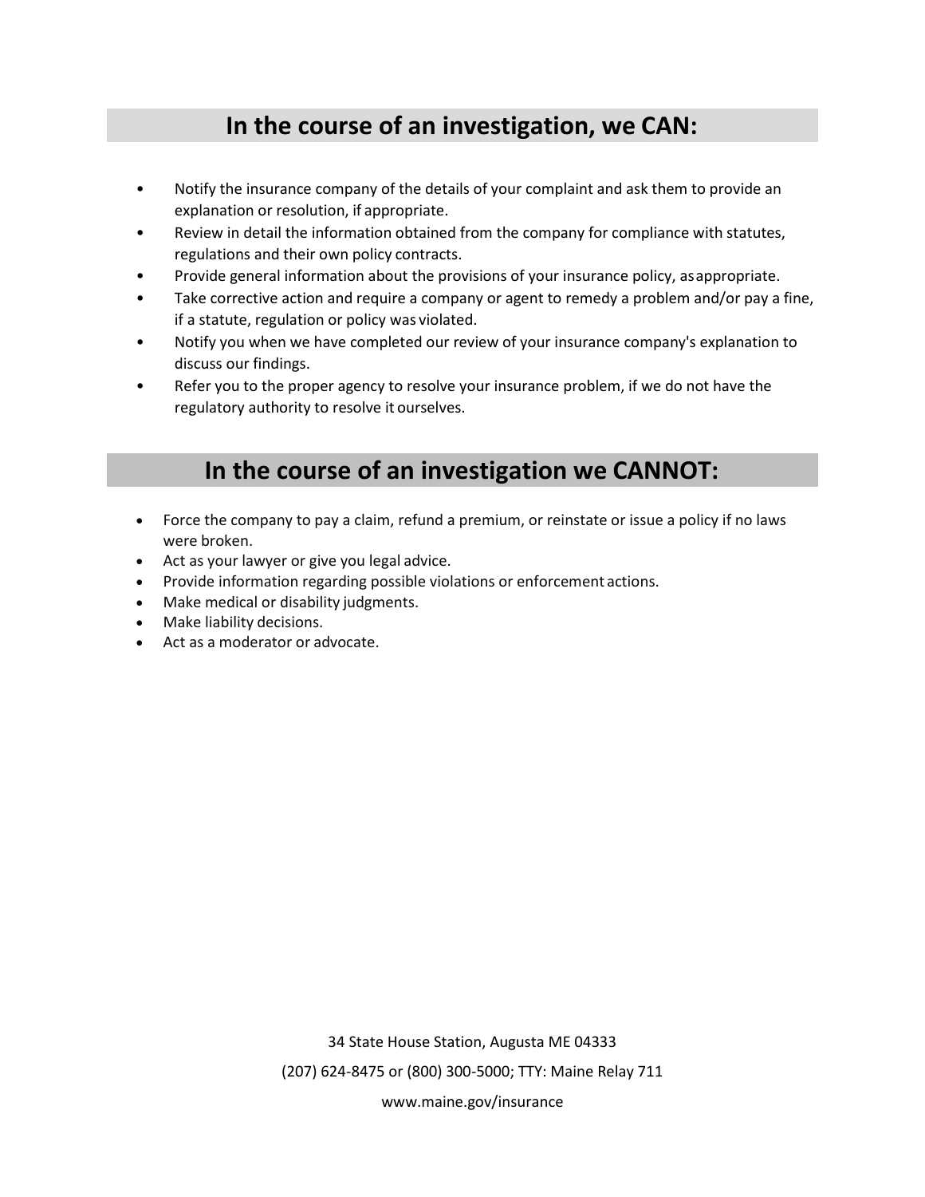## In the course of an investigation, we CAN:

- Notify the insurance company of the details of your complaint and ask them to provide an explanation or resolution, if appropriate.
- Review in detail the information obtained from the company for compliance with statutes, regulations and their own policy contracts.
- Provide general information about the provisions of your insurance policy, as appropriate.
- Take corrective action and require a company or agent to remedy a problem and/or pay a fine, if a statute, regulation or policy was violated.
- Notify you when we have completed our review of your insurance company's explanation to discuss our findings.
- Refer you to the proper agency to resolve your insurance problem, if we do not have the regulatory authority to resolve it ourselves.

## In the course of an investigation we CANNOT:

- Force the company to pay a claim, refund a premium, or reinstate or issue a policy if no laws were broken.
- Act as your lawyer or give you legal advice.
- Provide information regarding possible violations or enforcement actions.
- Make medical or disability judgments.
- Make liability decisions.
- Act as a moderator or advocate.

34 State House Station, Augusta ME 04333

(207) 624-8475 or (800) 300-5000; TTY: Maine Relay 711

www.maine.gov/insurance